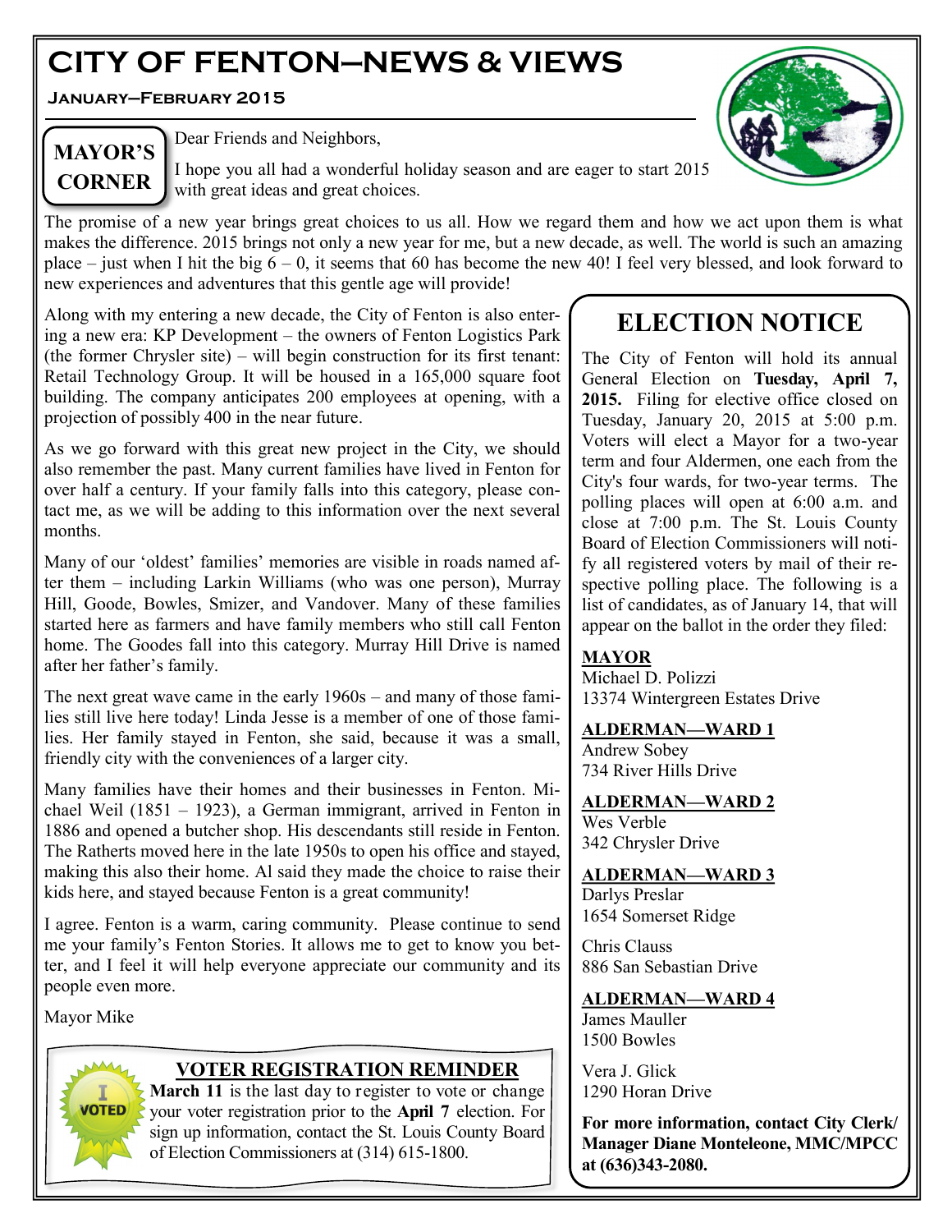# CITY OF FENTON—NEWS & VIEWS

**January—February 2015**

## MAYOR'S CORNER

Dear Friends and Neighbors,

I hope you all had a wonderful holiday season and are eager to start 2015 with great ideas and great choices.

The promise of a new year brings great choices to us all. How we regard them and how we act upon them is what makes the difference. 2015 brings not only a new year for me, but a new decade, as well. The world is such an amazing place – just when I hit the big 6 – 0, it seems that 60 has become the new 40! I feel very blessed, and look forward to new experiences and adventures that this gentle age will provide!

Along with my entering a new decade, the City of Fenton is also entering a new era: KP Development – the owners of Fenton Logistics Park (the former Chrysler site) – will begin construction for its first tenant: Retail Technology Group. It will be housed in a 165,000 square foot building. The company anticipates 200 employees at opening, with a projection of possibly 400 in the near future.

As we go forward with this great new project in the City, we should also remember the past. Many current families have lived in Fenton for over half a century. If your family falls into this category, please contact me, as we will be adding to this information over the next several months.

Many of our 'oldest' families' memories are visible in roads named after them – including Larkin Williams (who was one person), Murray Hill, Goode, Bowles, Smizer, and Vandover. Many of these families started here as farmers and have family members who still call Fenton home. The Goodes fall into this category. Murray Hill Drive is named after her father's family.

The next great wave came in the early 1960s – and many of those families still live here today! Linda Jesse is a member of one of those families. Her family stayed in Fenton, she said, because it was a small, friendly city with the conveniences of a larger city.

Many families have their homes and their businesses in Fenton. Michael Weil (1851 – 1923), a German immigrant, arrived in Fenton in 1886 and opened a butcher shop. His descendants still reside in Fenton. The Ratherts moved here in the late 1950s to open his office and stayed, making this also their home. Al said they made the choice to raise their kids here, and stayed because Fenton is a great community!

I agree. Fenton is a warm, caring community. Please continue to send me your family's Fenton Stories. It allows me to get to know you better, and I feel it will help everyone appreciate our community and its people even more.

Mayor Mike

## VOTER REGISTRATION REMINDER

**March 11** is the last day to register to vote or change your voter registration prior to the **April 7** election. For sign up information, contact the St. Louis County Board of Election Commissioners at (314) 615-1800.

## ELECTION NOTICE

The City of Fenton will hold its annual General Election on **Tuesday, April 7, 2015.** Filing for elective office closed on Tuesday, January 20, 2015 at 5:00 p.m. Voters will elect a Mayor for a two-year term and four Aldermen, one each from the City's four wards, for two-year terms. The polling places will open at 6:00 a.m. and close at 7:00 p.m. The St. Louis County Board of Election Commissioners will notify all registered voters by mail of their respective polling place. The following is a list of candidates, as of January 14, that will appear on the ballot in the order they filed:

**MAYOR**
Michael D. Polizzi
13374 Wintergreen Estates Drive

**ALDERMAN—WARD 1**
Andrew Sobey
734 River Hills Drive

**ALDERMAN—WARD 2**
Wes Verble
342 Chrysler Drive

**ALDERMAN—WARD 3**
Darlys Preslar
1654 Somerset Ridge

Chris Clauss
886 San Sebastian Drive

**ALDERMAN—WARD 4**
James Mauller
1500 Bowles

Vera J. Glick
1290 Horan Drive

**For more information, contact City Clerk/ Manager Diane Monteleone, MMC/MPCC at (636)343-2080.**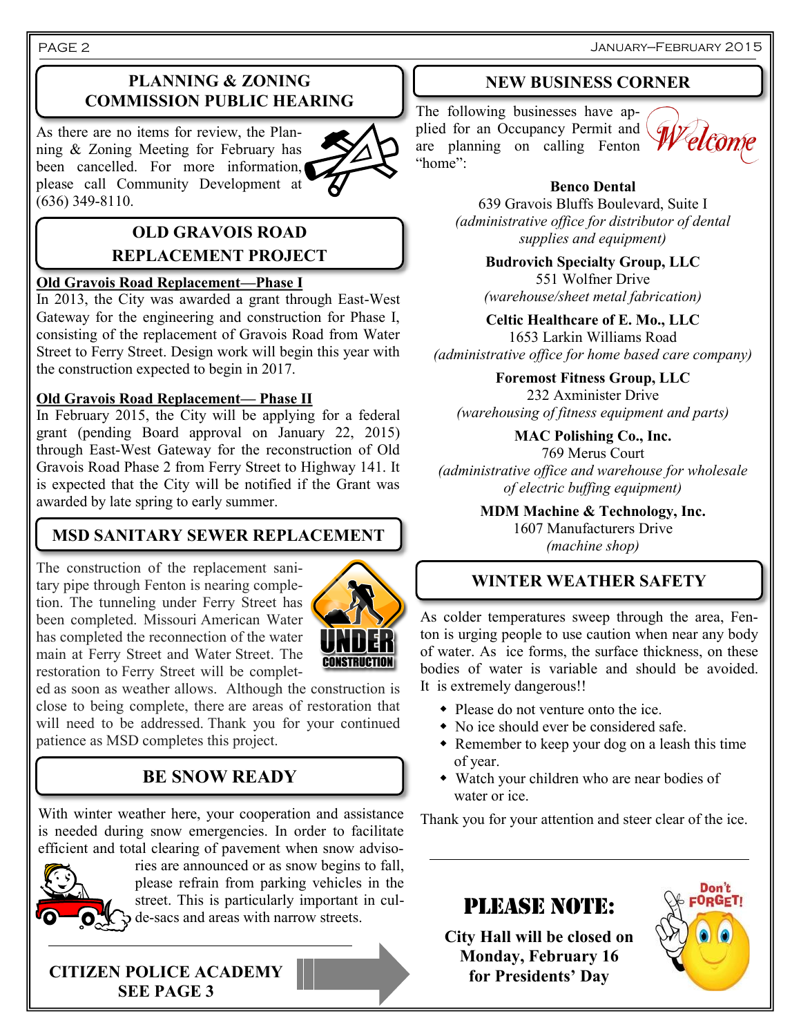## PLANNING & ZONING COMMISSION PUBLIC HEARING

As there are no items for review, the Planning & Zoning Meeting for February has been cancelled. For more information, please call Community Development at (636) 349-8110.

## OLD GRAVOIS ROAD REPLACEMENT PROJECT

**Old Gravois Road Replacement—Phase I**

In 2013, the City was awarded a grant through East-West Gateway for the engineering and construction for Phase I, consisting of the replacement of Gravois Road from Water Street to Ferry Street. Design work will begin this year with the construction expected to begin in 2017.

**Old Gravois Road Replacement— Phase II**

In February 2015, the City will be applying for a federal grant (pending Board approval on January 22, 2015) through East-West Gateway for the reconstruction of Old Gravois Road Phase 2 from Ferry Street to Highway 141. It is expected that the City will be notified if the Grant was awarded by late spring to early summer.

## MSD SANITARY SEWER REPLACEMENT

The construction of the replacement sanitary pipe through Fenton is nearing completion. The tunneling under Ferry Street has been completed. Missouri American Water has completed the reconnection of the water main at Ferry Street and Water Street. The restoration to Ferry Street will be completed as soon as weather allows. Although the construction is close to being complete, there are areas of restoration that will need to be addressed. Thank you for your continued patience as MSD completes this project.

## BE SNOW READY

With winter weather here, your cooperation and assistance is needed during snow emergencies. In order to facilitate efficient and total clearing of pavement when snow advisories are announced or as snow begins to fall, please refrain from parking vehicles in the street. This is particularly important in cul-de-sacs and areas with narrow streets.

**CITIZEN POLICE ACADEMY SEE PAGE 3**

## NEW BUSINESS CORNER

The following businesses have applied for an Occupancy Permit and are planning on calling Fenton "home":

**Benco Dental**
639 Gravois Bluffs Boulevard, Suite I
*(administrative office for distributor of dental supplies and equipment)*

**Budrovich Specialty Group, LLC**
551 Wolfner Drive
*(warehouse/sheet metal fabrication)*

**Celtic Healthcare of E. Mo., LLC**
1653 Larkin Williams Road
*(administrative office for home based care company)*

**Foremost Fitness Group, LLC**
232 Axminster Drive
*(warehousing of fitness equipment and parts)*

**MAC Polishing Co., Inc.**
769 Merus Court
*(administrative office and warehouse for wholesale of electric buffing equipment)*

**MDM Machine & Technology, Inc.**
1607 Manufacturers Drive
*(machine shop)*

## WINTER WEATHER SAFETY

As colder temperatures sweep through the area, Fenton is urging people to use caution when near any body of water. As ice forms, the surface thickness, on these bodies of water is variable and should be avoided. It is extremely dangerous!!

- Please do not venture onto the ice.
- No ice should ever be considered safe.
- Remember to keep your dog on a leash this time of year.
- Watch your children who are near bodies of water or ice.

Thank you for your attention and steer clear of the ice.

## PLEASE NOTE:

**City Hall will be closed on Monday, February 16 for Presidents' Day**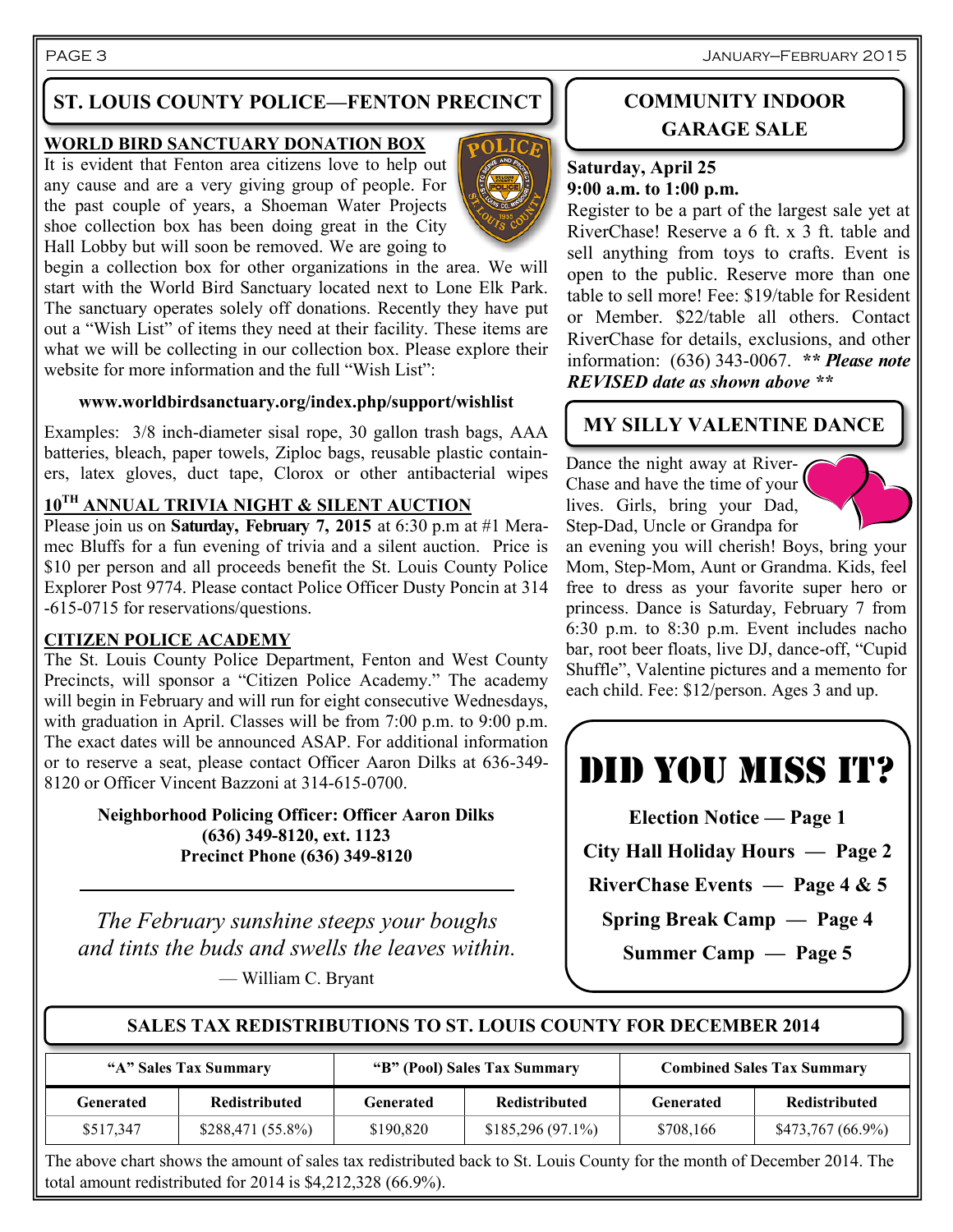## ST. LOUIS COUNTY POLICE—FENTON PRECINCT

### WORLD BIRD SANCTUARY DONATION BOX

It is evident that Fenton area citizens love to help out any cause and are a very giving group of people. For the past couple of years, a Shoeman Water Projects shoe collection box has been doing great in the City Hall Lobby but will soon be removed. We are going to begin a collection box for other organizations in the area. We will start with the World Bird Sanctuary located next to Lone Elk Park. The sanctuary operates solely off donations. Recently they have put out a "Wish List" of items they need at their facility. These items are what we will be collecting in our collection box. Please explore their website for more information and the full "Wish List":

**www.worldbirdsanctuary.org/index.php/support/wishlist**

Examples: 3/8 inch-diameter sisal rope, 30 gallon trash bags, AAA batteries, bleach, paper towels, Ziploc bags, reusable plastic containers, latex gloves, duct tape, Clorox or other antibacterial wipes

### 10TH ANNUAL TRIVIA NIGHT & SILENT AUCTION

Please join us on **Saturday, February 7, 2015** at 6:30 p.m at #1 Meramec Bluffs for a fun evening of trivia and a silent auction. Price is $10 per person and all proceeds benefit the St. Louis County Police Explorer Post 9774. Please contact Police Officer Dusty Poncin at 314-615-0715 for reservations/questions.

### CITIZEN POLICE ACADEMY

The St. Louis County Police Department, Fenton and West County Precincts, will sponsor a "Citizen Police Academy." The academy will begin in February and will run for eight consecutive Wednesdays, with graduation in April. Classes will be from 7:00 p.m. to 9:00 p.m. The exact dates will be announced ASAP. For additional information or to reserve a seat, please contact Officer Aaron Dilks at 636-349-8120 or Officer Vincent Bazzoni at 314-615-0700.

**Neighborhood Policing Officer: Officer Aaron Dilks**
**(636) 349-8120, ext. 1123**
**Precinct Phone (636) 349-8120**

*The February sunshine steeps your boughs and tints the buds and swells the leaves within.*

— William C. Bryant

## COMMUNITY INDOOR GARAGE SALE

**Saturday, April 25**
**9:00 a.m. to 1:00 p.m.**

Register to be a part of the largest sale yet at RiverChase! Reserve a 6 ft. x 3 ft. table and sell anything from toys to crafts. Event is open to the public. Reserve more than one table to sell more! Fee: $19/table for Resident or Member. $22/table all others. Contact RiverChase for details, exclusions, and other information: (636) 343-0067. ***\*\* Please note REVISED date as shown above \*\****

## MY SILLY VALENTINE DANCE

Dance the night away at RiverChase and have the time of your lives. Girls, bring your Dad, Step-Dad, Uncle or Grandpa for an evening you will cherish! Boys, bring your Mom, Step-Mom, Aunt or Grandma. Kids, feel free to dress as your favorite super hero or princess. Dance is Saturday, February 7 from 6:30 p.m. to 8:30 p.m. Event includes nacho bar, root beer floats, live DJ, dance-off, "Cupid Shuffle", Valentine pictures and a memento for each child. Fee: $12/person. Ages 3 and up.

## DID YOU MISS IT?

**Election Notice — Page 1**

**City Hall Holiday Hours — Page 2**

**RiverChase Events — Page 4 & 5**

**Spring Break Camp — Page 4**

**Summer Camp — Page 5**

## SALES TAX REDISTRIBUTIONS TO ST. LOUIS COUNTY FOR DECEMBER 2014

| "A" Sales Tax Summary | | "B" (Pool) Sales Tax Summary | | Combined Sales Tax Summary | |
|---|---|---|---|---|---|
| Generated | Redistributed | Generated | Redistributed | Generated | Redistributed |
| $517,347 | $288,471 (55.8%) | $190,820 | $185,296 (97.1%) | $708,166 | $473,767 (66.9%) |

The above chart shows the amount of sales tax redistributed back to St. Louis County for the month of December 2014. The total amount redistributed for 2014 is $4,212,328 (66.9%).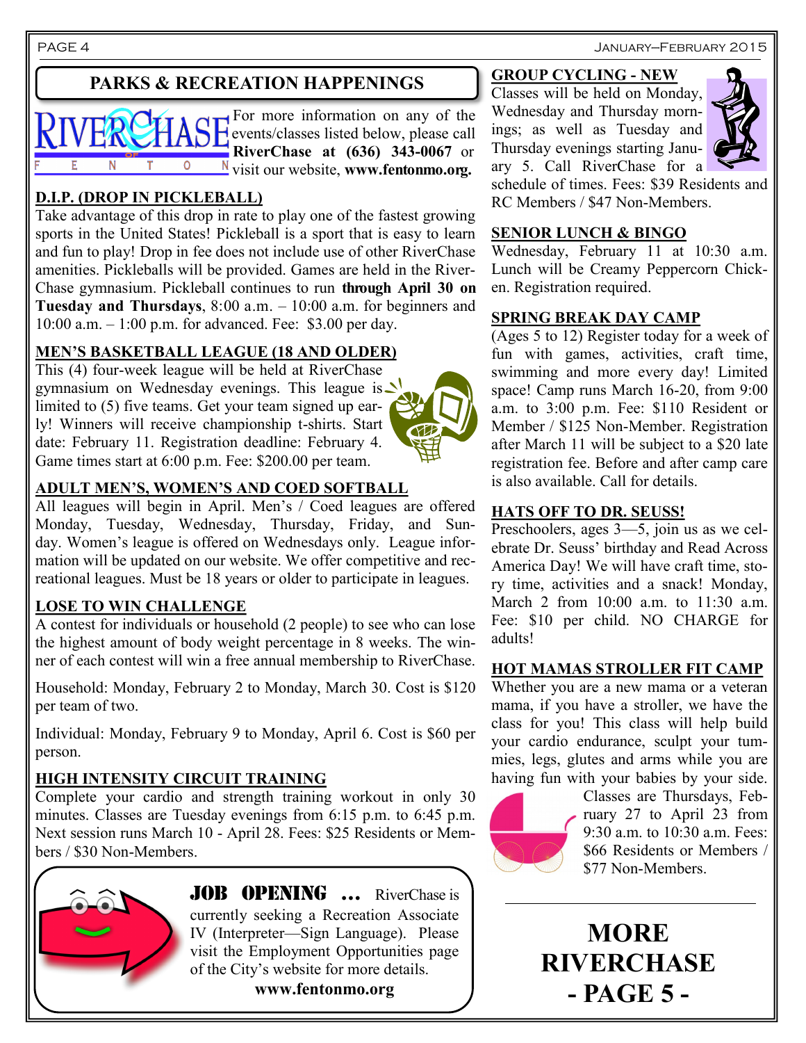# PARKS & RECREATION HAPPENINGS

For more information on any of the events/classes listed below, please call **RiverChase at (636) 343-0067** or visit our website, **www.fentonmo.org.**

## D.I.P. (DROP IN PICKLEBALL)

Take advantage of this drop in rate to play one of the fastest growing sports in the United States! Pickleball is a sport that is easy to learn and fun to play! Drop in fee does not include use of other RiverChase amenities. Pickleballs will be provided. Games are held in the RiverChase gymnasium. Pickleball continues to run **through April 30 on Tuesday and Thursdays**, 8:00 a.m. – 10:00 a.m. for beginners and 10:00 a.m. – 1:00 p.m. for advanced. Fee: $3.00 per day.

## MEN'S BASKETBALL LEAGUE (18 AND OLDER)

This (4) four-week league will be held at RiverChase gymnasium on Wednesday evenings. This league is limited to (5) five teams. Get your team signed up early! Winners will receive championship t-shirts. Start date: February 11. Registration deadline: February 4. Game times start at 6:00 p.m. Fee: $200.00 per team.

## ADULT MEN'S, WOMEN'S AND COED SOFTBALL

All leagues will begin in April. Men's / Coed leagues are offered Monday, Tuesday, Wednesday, Thursday, Friday, and Sunday. Women's league is offered on Wednesdays only. League information will be updated on our website. We offer competitive and recreational leagues. Must be 18 years or older to participate in leagues.

## LOSE TO WIN CHALLENGE

A contest for individuals or household (2 people) to see who can lose the highest amount of body weight percentage in 8 weeks. The winner of each contest will win a free annual membership to RiverChase.

Household: Monday, February 2 to Monday, March 30. Cost is $120 per team of two.

Individual: Monday, February 9 to Monday, April 6. Cost is $60 per person.

## HIGH INTENSITY CIRCUIT TRAINING

Complete your cardio and strength training workout in only 30 minutes. Classes are Tuesday evenings from 6:15 p.m. to 6:45 p.m. Next session runs March 10 - April 28. Fees: $25 Residents or Members / $30 Non-Members.

**JOB OPENING …** RiverChase is currently seeking a Recreation Associate IV (Interpreter—Sign Language). Please visit the Employment Opportunities page of the City's website for more details.

**www.fentonmo.org**

## GROUP CYCLING - NEW

Classes will be held on Monday, Wednesday and Thursday mornings; as well as Tuesday and Thursday evenings starting January 5. Call RiverChase for a schedule of times. Fees: $39 Residents and RC Members / $47 Non-Members.

## SENIOR LUNCH & BINGO

Wednesday, February 11 at 10:30 a.m. Lunch will be Creamy Peppercorn Chicken. Registration required.

## SPRING BREAK DAY CAMP

(Ages 5 to 12) Register today for a week of fun with games, activities, craft time, swimming and more every day! Limited space! Camp runs March 16-20, from 9:00 a.m. to 3:00 p.m. Fee: $110 Resident or Member / $125 Non-Member. Registration after March 11 will be subject to a $20 late registration fee. Before and after camp care is also available. Call for details.

## HATS OFF TO DR. SEUSS!

Preschoolers, ages 3—5, join us as we celebrate Dr. Seuss' birthday and Read Across America Day! We will have craft time, story time, activities and a snack! Monday, March 2 from 10:00 a.m. to 11:30 a.m. Fee: $10 per child. NO CHARGE for adults!

## HOT MAMAS STROLLER FIT CAMP

Whether you are a new mama or a veteran mama, if you have a stroller, we have the class for you! This class will help build your cardio endurance, sculpt your tummies, legs, glutes and arms while you are having fun with your babies by your side. Classes are Thursdays, February 27 to April 23 from 9:30 a.m. to 10:30 a.m. Fees: $66 Residents or Members / $77 Non-Members.

**MORE RIVERCHASE - PAGE 5 -**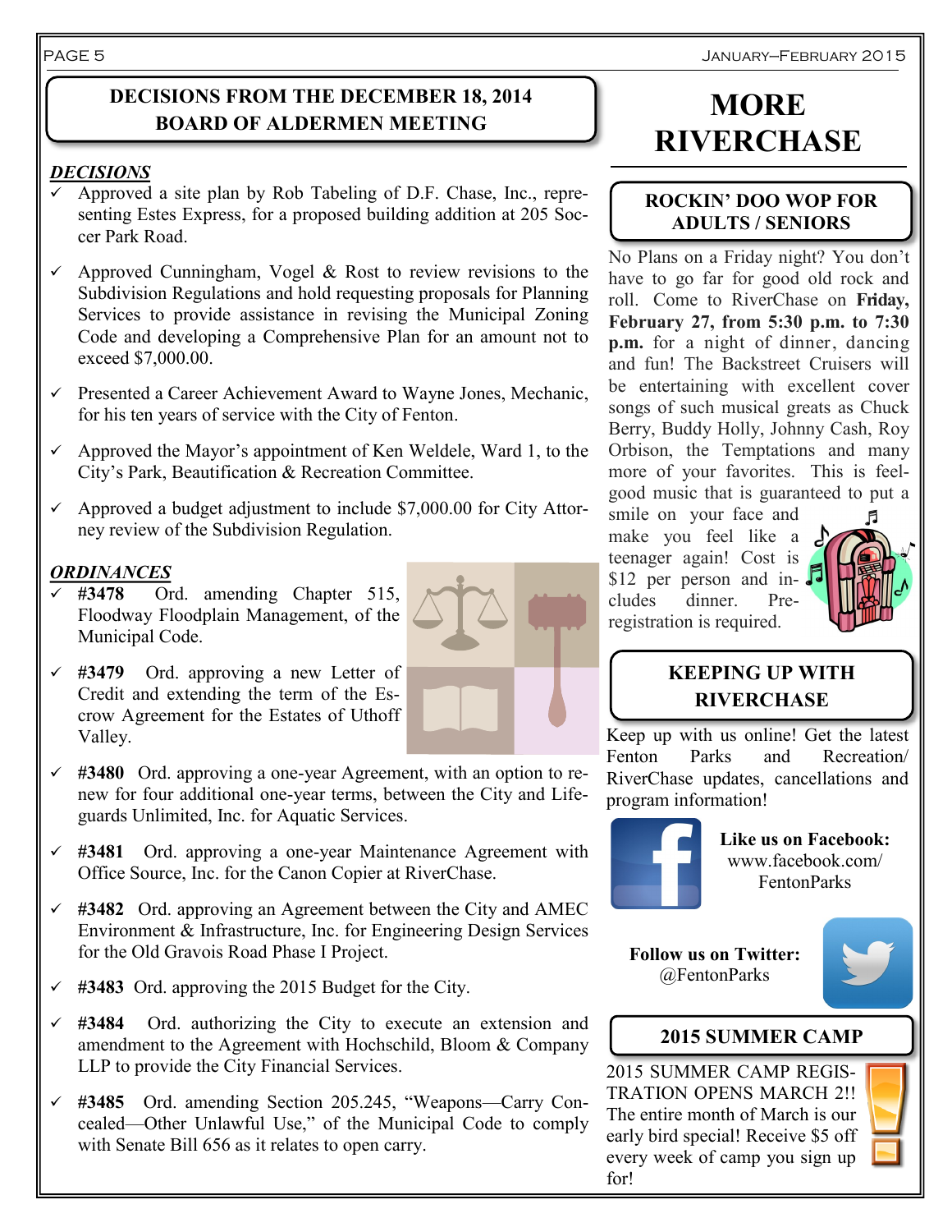## DECISIONS FROM THE DECEMBER 18, 2014 BOARD OF ALDERMEN MEETING

***DECISIONS***

- ✓ Approved a site plan by Rob Tabeling of D.F. Chase, Inc., representing Estes Express, for a proposed building addition at 205 Soccer Park Road.
- ✓ Approved Cunningham, Vogel & Rost to review revisions to the Subdivision Regulations and hold requesting proposals for Planning Services to provide assistance in revising the Municipal Zoning Code and developing a Comprehensive Plan for an amount not to exceed $7,000.00.
- ✓ Presented a Career Achievement Award to Wayne Jones, Mechanic, for his ten years of service with the City of Fenton.
- ✓ Approved the Mayor's appointment of Ken Weldele, Ward 1, to the City's Park, Beautification & Recreation Committee.
- ✓ Approved a budget adjustment to include $7,000.00 for City Attorney review of the Subdivision Regulation.

***ORDINANCES***

- ✓ **#3478** Ord. amending Chapter 515, Floodway Floodplain Management, of the Municipal Code.
- ✓ **#3479** Ord. approving a new Letter of Credit and extending the term of the Escrow Agreement for the Estates of Uthoff Valley.
- ✓ **#3480** Ord. approving a one-year Agreement, with an option to renew for four additional one-year terms, between the City and Lifeguards Unlimited, Inc. for Aquatic Services.
- ✓ **#3481** Ord. approving a one-year Maintenance Agreement with Office Source, Inc. for the Canon Copier at RiverChase.
- ✓ **#3482** Ord. approving an Agreement between the City and AMEC Environment & Infrastructure, Inc. for Engineering Design Services for the Old Gravois Road Phase I Project.
- ✓ **#3483** Ord. approving the 2015 Budget for the City.
- ✓ **#3484** Ord. authorizing the City to execute an extension and amendment to the Agreement with Hochschild, Bloom & Company LLP to provide the City Financial Services.
- ✓ **#3485** Ord. amending Section 205.245, "Weapons—Carry Concealed—Other Unlawful Use," of the Municipal Code to comply with Senate Bill 656 as it relates to open carry.

# MORE RIVERCHASE

## ROCKIN' DOO WOP FOR ADULTS / SENIORS

No Plans on a Friday night? You don't have to go far for good old rock and roll. Come to RiverChase on **Friday, February 27, from 5:30 p.m. to 7:30 p.m.** for a night of dinner, dancing and fun! The Backstreet Cruisers will be entertaining with excellent cover songs of such musical greats as Chuck Berry, Buddy Holly, Johnny Cash, Roy Orbison, the Temptations and many more of your favorites. This is feel-good music that is guaranteed to put a smile on your face and make you feel like a teenager again! Cost is $12 per person and includes dinner. Pre-registration is required.

## KEEPING UP WITH RIVERCHASE

Keep up with us online! Get the latest Fenton Parks and Recreation/ RiverChase updates, cancellations and program information!

**Like us on Facebook:**
www.facebook.com/FentonParks

**Follow us on Twitter:**
@FentonParks

## 2015 SUMMER CAMP

2015 SUMMER CAMP REGISTRATION OPENS MARCH 2!! The entire month of March is our early bird special! Receive $5 off every week of camp you sign up for!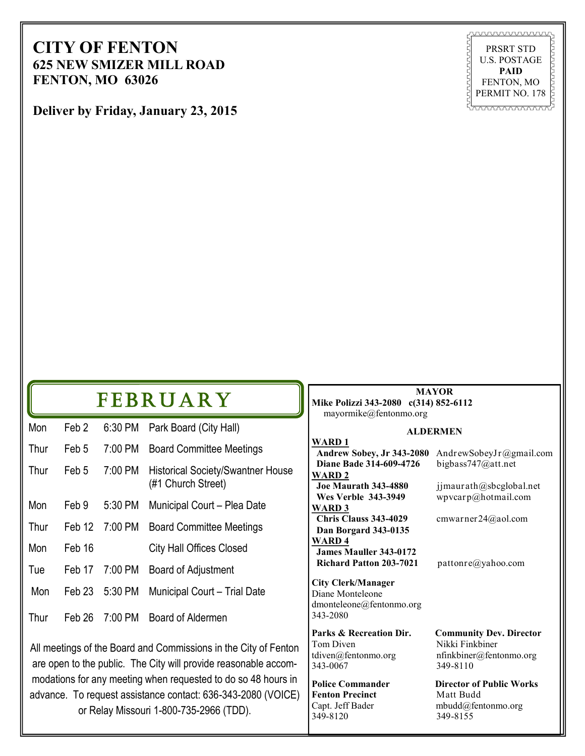**CITY OF FENTON**
**625 NEW SMIZER MILL ROAD**
**FENTON, MO 63026**

**Deliver by Friday, January 23, 2015**

PRSRT STD
U.S. POSTAGE
**PAID**
FENTON, MO
PERMIT NO. 178

## FEBRUARY

| | | | |
|---|---|---|---|
| Mon | Feb 2 | 6:30 PM | Park Board (City Hall) |
| Thur | Feb 5 | 7:00 PM | Board Committee Meetings |
| Thur | Feb 5 | 7:00 PM | Historical Society/Swantner House (#1 Church Street) |
| Mon | Feb 9 | 5:30 PM | Municipal Court – Plea Date |
| Thur | Feb 12 | 7:00 PM | Board Committee Meetings |
| Mon | Feb 16 | | City Hall Offices Closed |
| Tue | Feb 17 | 7:00 PM | Board of Adjustment |
| Mon | Feb 23 | 5:30 PM | Municipal Court – Trial Date |
| Thur | Feb 26 | 7:00 PM | Board of Aldermen |

All meetings of the Board and Commissions in the City of Fenton are open to the public. The City will provide reasonable accommodations for any meeting when requested to do so 48 hours in advance. To request assistance contact: 636-343-2080 (VOICE) or Relay Missouri 1-800-735-2966 (TDD).

**MAYOR**
**Mike Polizzi 343-2080 c(314) 852-6112**
mayormike@fentonmo.org

**ALDERMEN**

**WARD 1**
**Andrew Sobey, Jr 343-2080** AndrewSobeyJr@gmail.com
**Diane Bade 314-609-4726** bigbass747@att.net

**WARD 2**
**Joe Maurath 343-4880** jjmaurath@sbcglobal.net
**Wes Verble 343-3949** wpvcarp@hotmail.com

**WARD 3**
**Chris Clauss 343-4029** cmwarner24@aol.com
**Dan Borgard 343-0135**

**WARD 4**
**James Mauller 343-0172**
**Richard Patton 203-7021** pattonre@yahoo.com

**City Clerk/Manager**
Diane Monteleone
dmonteleone@fentonmo.org
343-2080

**Parks & Recreation Dir.**
Tom Diven
tdiven@fentonmo.org
343-0067

**Community Dev. Director**
Nikki Finkbiner
nfinkbiner@fentonmo.org
349-8110

**Police Commander**
**Fenton Precinct**
Capt. Jeff Bader
349-8120

**Director of Public Works**
Matt Budd
mbudd@fentonmo.org
349-8155